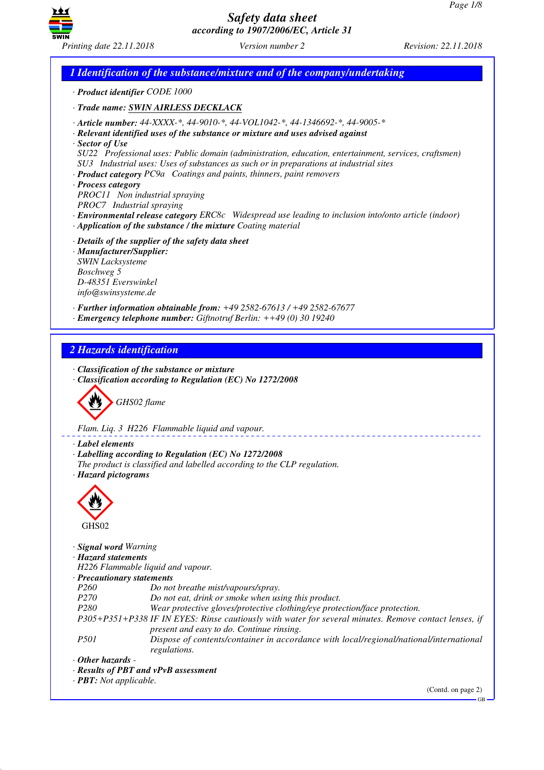## 1 Identification of the substance/mixture and of the company/undertaking

· **Product identifier** CODE 1000

· **Trade name: SWIN AIRLESS DECKLACK**

· **Article number:** 44-XXXX-*, 44-9010-*, 44-VOL1042-*, 44-1346692-*, 44-9005-*
· **Relevant identified uses of the substance or mixture and uses advised against**
· **Sector of Use**
SU22 Professional uses: Public domain (administration, education, entertainment, services, craftsmen)
SU3 Industrial uses: Uses of substances as such or in preparations at industrial sites
· **Product category** PC9a Coatings and paints, thinners, paint removers
· **Process category**
PROC11 Non industrial spraying
PROC7 Industrial spraying
· **Environmental release category** ERC8c Widespread use leading to inclusion into/onto article (indoor)
· **Application of the substance / the mixture** Coating material

· **Details of the supplier of the safety data sheet**
· **Manufacturer/Supplier:**
SWIN Lacksysteme
Boschweg 5
D-48351 Everswinkel
info@swinsysteme.de

· **Further information obtainable from:** +49 2582-67613 / +49 2582-67677
· **Emergency telephone number:** Giftnotruf Berlin: ++49 (0) 30 19240

## 2 Hazards identification

· **Classification of the substance or mixture**
· **Classification according to Regulation (EC) No 1272/2008**

GHS02 flame

Flam. Liq. 3 H226 Flammable liquid and vapour.

· **Label elements**
· **Labelling according to Regulation (EC) No 1272/2008**
The product is classified and labelled according to the CLP regulation.
· **Hazard pictograms**

GHS02

· **Signal word** Warning
· **Hazard statements**
H226 Flammable liquid and vapour.
· **Precautionary statements**

| | |
|---|---|
| P260 | Do not breathe mist/vapours/spray. |
| P270 | Do not eat, drink or smoke when using this product. |
| P280 | Wear protective gloves/protective clothing/eye protection/face protection. |
| P305+P351+P338 | IF IN EYES: Rinse cautiously with water for several minutes. Remove contact lenses, if present and easy to do. Continue rinsing. |
| P501 | Dispose of contents/container in accordance with local/regional/national/international regulations. |

· **Other hazards** -
· **Results of PBT and vPvB assessment**
· **PBT:** Not applicable.

(Contd. on page 2)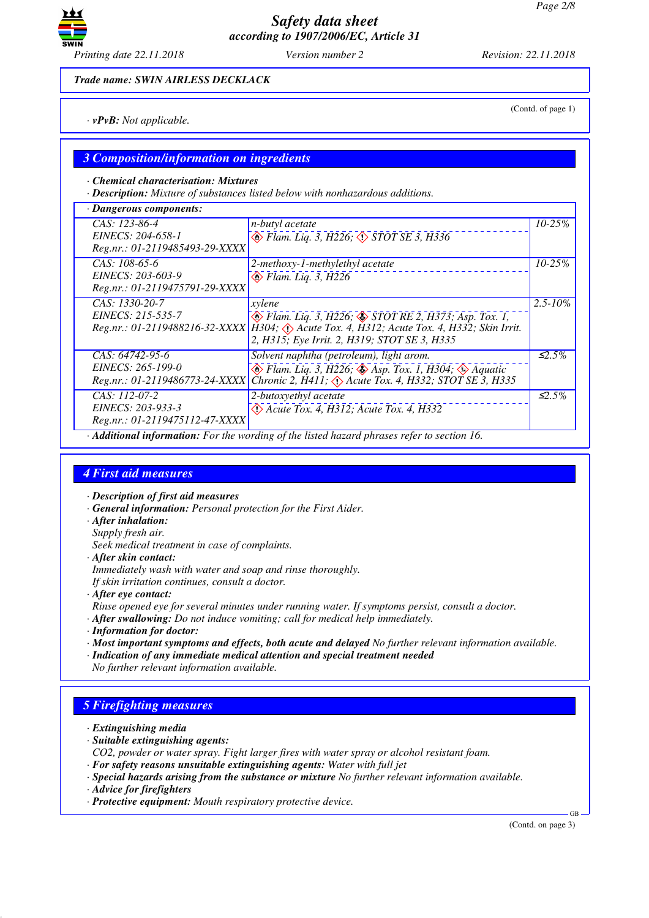Trade name: SWIN AIRLESS DECKLACK

(Contd. of page 1)

· **vPvB:** Not applicable.

## 3 Composition/information on ingredients

· **Chemical characterisation: Mixtures**
· **Description:** Mixture of substances listed below with nonhazardous additions.

| · Dangerous components: | | |
|---|---|---|
| CAS: 123-86-4<br>EINECS: 204-658-1<br>Reg.nr.: 01-2119485493-29-XXXX | n-butyl acetate<br>Flam. Liq. 3, H226; STOT SE 3, H336 | 10-25% |
| CAS: 108-65-6<br>EINECS: 203-603-9<br>Reg.nr.: 01-2119475791-29-XXXX | 2-methoxy-1-methylethyl acetate<br>Flam. Liq. 3, H226 | 10-25% |
| CAS: 1330-20-7<br>EINECS: 215-535-7<br>Reg.nr.: 01-2119488216-32-XXXX | xylene<br>Flam. Liq. 3, H226; STOT RE 2, H373; Asp. Tox. 1, H304; Acute Tox. 4, H312; Acute Tox. 4, H332; Skin Irrit. 2, H315; Eye Irrit. 2, H319; STOT SE 3, H335 | 2.5-10% |
| CAS: 64742-95-6<br>EINECS: 265-199-0<br>Reg.nr.: 01-2119486773-24-XXXX | Solvent naphtha (petroleum), light arom.<br>Flam. Liq. 3, H226; Asp. Tox. 1, H304; Aquatic Chronic 2, H411; Acute Tox. 4, H332; STOT SE 3, H335 | ≤2.5% |
| CAS: 112-07-2<br>EINECS: 203-933-3<br>Reg.nr.: 01-2119475112-47-XXXX | 2-butoxyethyl acetate<br>Acute Tox. 4, H312; Acute Tox. 4, H332 | ≤2.5% |

· **Additional information:** For the wording of the listed hazard phrases refer to section 16.

## 4 First aid measures

· **Description of first aid measures**
· **General information:** Personal protection for the First Aider.
· **After inhalation:**
Supply fresh air.
Seek medical treatment in case of complaints.
· **After skin contact:**
Immediately wash with water and soap and rinse thoroughly.
If skin irritation continues, consult a doctor.
· **After eye contact:**
Rinse opened eye for several minutes under running water. If symptoms persist, consult a doctor.
· **After swallowing:** Do not induce vomiting; call for medical help immediately.
· **Information for doctor:**
· **Most important symptoms and effects, both acute and delayed** No further relevant information available.
· **Indication of any immediate medical attention and special treatment needed**
No further relevant information available.

## 5 Firefighting measures

· **Extinguishing media**
· **Suitable extinguishing agents:**
CO2, powder or water spray. Fight larger fires with water spray or alcohol resistant foam.
· **For safety reasons unsuitable extinguishing agents:** Water with full jet
· **Special hazards arising from the substance or mixture** No further relevant information available.
· **Advice for firefighters**
· **Protective equipment:** Mouth respiratory protective device.

(Contd. on page 3)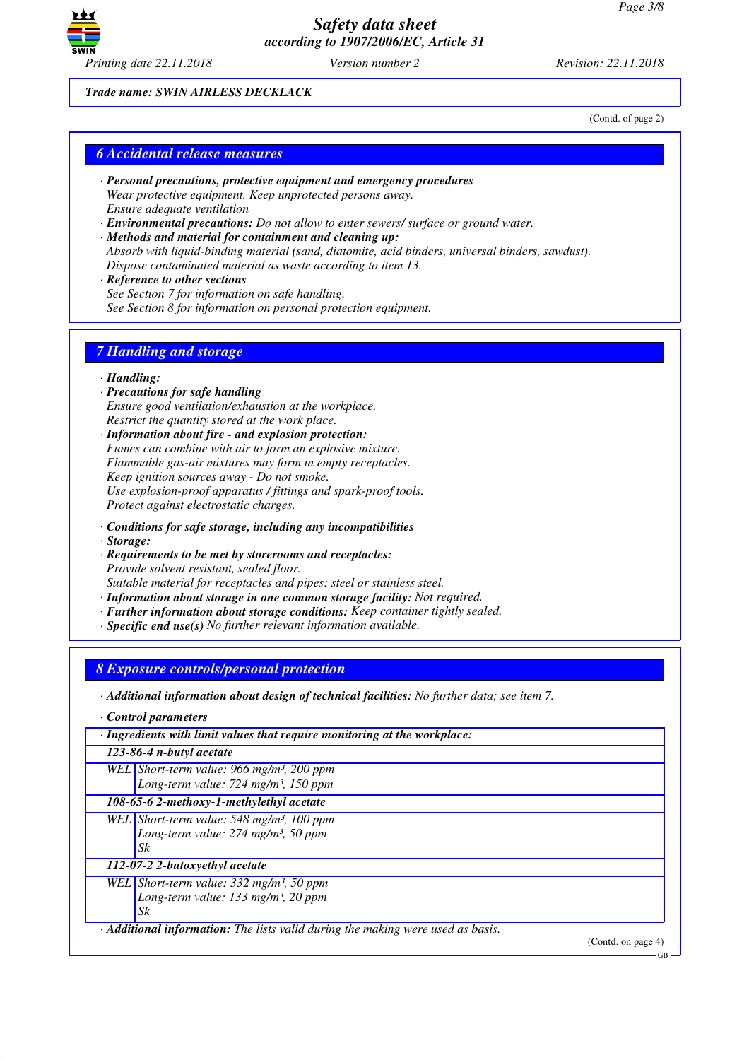*Trade name: SWIN AIRLESS DECKLACK*

(Contd. of page 2)

## 6 Accidental release measures

· **Personal precautions, protective equipment and emergency procedures**
Wear protective equipment. Keep unprotected persons away.
Ensure adequate ventilation
· **Environmental precautions:** Do not allow to enter sewers/ surface or ground water.
· **Methods and material for containment and cleaning up:**
Absorb with liquid-binding material (sand, diatomite, acid binders, universal binders, sawdust).
Dispose contaminated material as waste according to item 13.
· **Reference to other sections**
See Section 7 for information on safe handling.
See Section 8 for information on personal protection equipment.

## 7 Handling and storage

· **Handling:**
· **Precautions for safe handling**
Ensure good ventilation/exhaustion at the workplace.
Restrict the quantity stored at the work place.
· **Information about fire - and explosion protection:**
Fumes can combine with air to form an explosive mixture.
Flammable gas-air mixtures may form in empty receptacles.
Keep ignition sources away - Do not smoke.
Use explosion-proof apparatus / fittings and spark-proof tools.
Protect against electrostatic charges.

· **Conditions for safe storage, including any incompatibilities**
· **Storage:**
· **Requirements to be met by storerooms and receptacles:**
Provide solvent resistant, sealed floor.
Suitable material for receptacles and pipes: steel or stainless steel.
· **Information about storage in one common storage facility:** Not required.
· **Further information about storage conditions:** Keep container tightly sealed.
· **Specific end use(s)** No further relevant information available.

## 8 Exposure controls/personal protection

· **Additional information about design of technical facilities:** No further data; see item 7.

· **Control parameters**

| · Ingredients with limit values that require monitoring at the workplace: | |
|---|---|
| **123-86-4 n-butyl acetate** | |
| WEL | Short-term value: 966 mg/m³, 200 ppm<br>Long-term value: 724 mg/m³, 150 ppm |
| **108-65-6 2-methoxy-1-methylethyl acetate** | |
| WEL | Short-term value: 548 mg/m³, 100 ppm<br>Long-term value: 274 mg/m³, 50 ppm<br>Sk |
| **112-07-2 2-butoxyethyl acetate** | |
| WEL | Short-term value: 332 mg/m³, 50 ppm<br>Long-term value: 133 mg/m³, 20 ppm<br>Sk |

· **Additional information:** The lists valid during the making were used as basis.

(Contd. on page 4)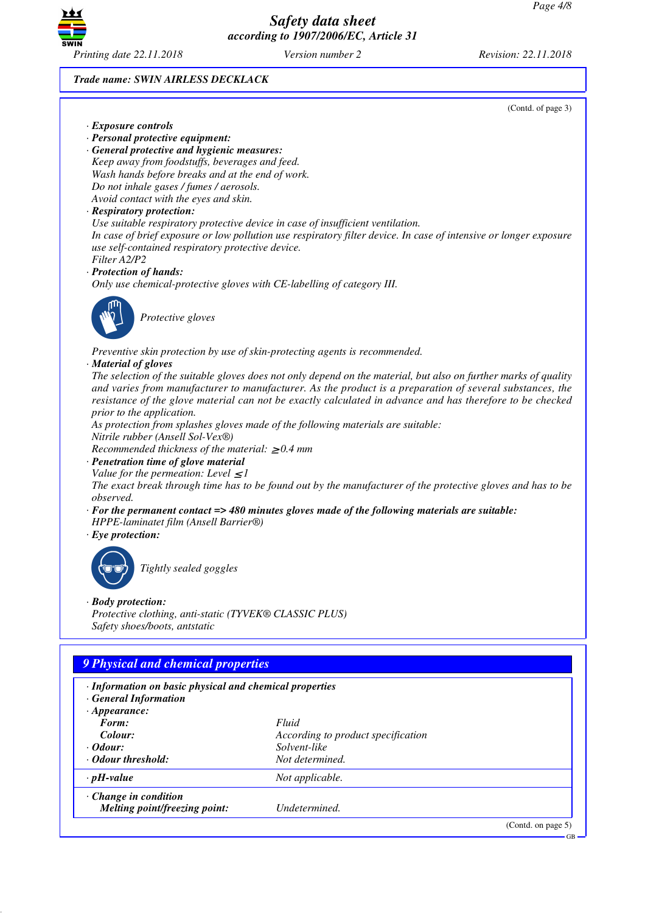**Trade name: SWIN AIRLESS DECKLACK**

(Contd. of page 3)

· **Exposure controls**
· **Personal protective equipment:**
· **General protective and hygienic measures:**
Keep away from foodstuffs, beverages and feed.
Wash hands before breaks and at the end of work.
Do not inhale gases / fumes / aerosols.
Avoid contact with the eyes and skin.
· **Respiratory protection:**
Use suitable respiratory protective device in case of insufficient ventilation.
In case of brief exposure or low pollution use respiratory filter device. In case of intensive or longer exposure use self-contained respiratory protective device.
Filter A2/P2
· **Protection of hands:**
Only use chemical-protective gloves with CE-labelling of category III.

Protective gloves

Preventive skin protection by use of skin-protecting agents is recommended.
· **Material of gloves**
The selection of the suitable gloves does not only depend on the material, but also on further marks of quality and varies from manufacturer to manufacturer. As the product is a preparation of several substances, the resistance of the glove material can not be exactly calculated in advance and has therefore to be checked prior to the application.
As protection from splashes gloves made of the following materials are suitable:
Nitrile rubber (Ansell Sol-Vex®)
Recommended thickness of the material: ≥0.4 mm
· **Penetration time of glove material**
Value for the permeation: Level ≤1
The exact break through time has to be found out by the manufacturer of the protective gloves and has to be observed.
· **For the permanent contact => 480 minutes gloves made of the following materials are suitable:**
HPPE-laminatet film (Ansell Barrier®)
· **Eye protection:**

Tightly sealed goggles

· **Body protection:**
Protective clothing, anti-static (TYVEK® CLASSIC PLUS)
Safety shoes/boots, antstatic

## 9 Physical and chemical properties

· **Information on basic physical and chemical properties**
· **General Information**
· **Appearance:**

| | |
|---|---|
| **Form:** | Fluid |
| **Colour:** | According to product specification |
| · **Odour:** | Solvent-like |
| · **Odour threshold:** | Not determined. |
| · **pH-value** | Not applicable. |
| · **Change in condition** | |
| **Melting point/freezing point:** | Undetermined. |

(Contd. on page 5)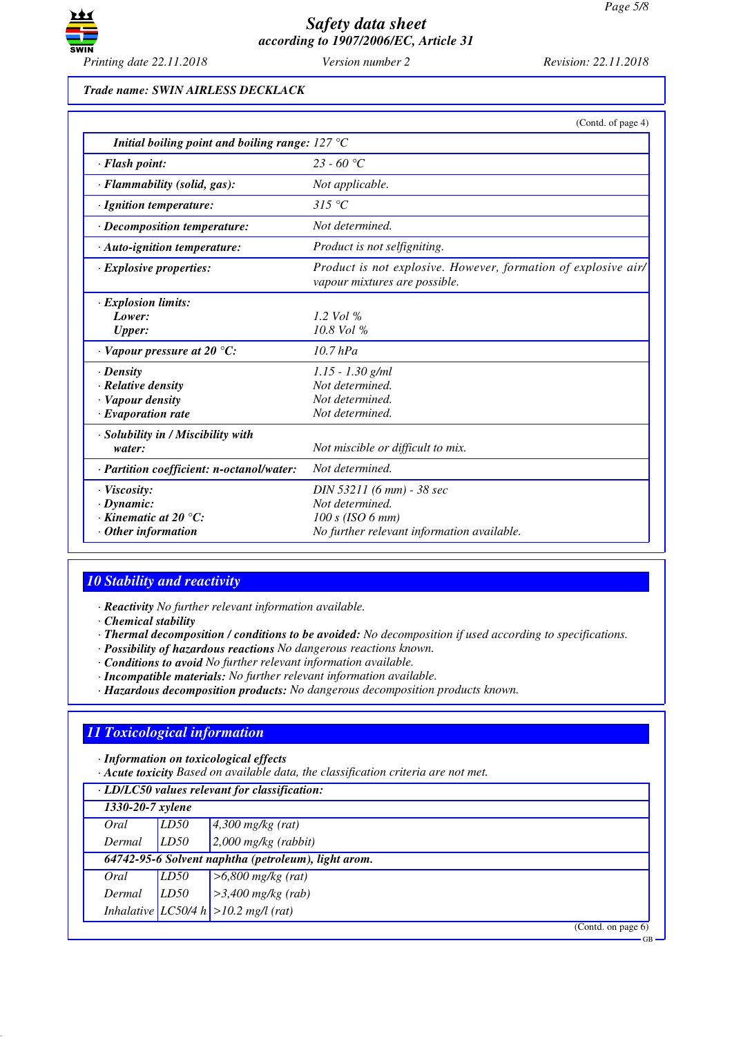Trade name: SWIN AIRLESS DECKLACK

(Contd. of page 4)

| Property | Value |
|---|---|
| *Initial boiling point and boiling range:* 127 °C | |
| · **Flash point:** | 23 - 60 °C |
| · **Flammability (solid, gas):** | Not applicable. |
| · **Ignition temperature:** | 315 °C |
| · **Decomposition temperature:** | Not determined. |
| · **Auto-ignition temperature:** | Product is not selfigniting. |
| · **Explosive properties:** | Product is not explosive. However, formation of explosive air/ vapour mixtures are possible. |
| · **Explosion limits:** | |
| **Lower:** | 1.2 Vol % |
| **Upper:** | 10.8 Vol % |
| · **Vapour pressure at 20 °C:** | 10.7 hPa |
| · **Density** | 1.15 - 1.30 g/ml |
| · **Relative density** | Not determined. |
| · **Vapour density** | Not determined. |
| · **Evaporation rate** | Not determined. |
| · **Solubility in / Miscibility with water:** | Not miscible or difficult to mix. |
| · **Partition coefficient: n-octanol/water:** | Not determined. |
| · **Viscosity:** | DIN 53211 (6 mm) - 38 sec |
| · **Dynamic:** | Not determined. |
| · **Kinematic at 20 °C:** | 100 s (ISO 6 mm) |
| · **Other information** | No further relevant information available. |

## 10 Stability and reactivity

· **Reactivity** No further relevant information available.
· **Chemical stability**
· **Thermal decomposition / conditions to be avoided:** No decomposition if used according to specifications.
· **Possibility of hazardous reactions** No dangerous reactions known.
· **Conditions to avoid** No further relevant information available.
· **Incompatible materials:** No further relevant information available.
· **Hazardous decomposition products:** No dangerous decomposition products known.

## 11 Toxicological information

· **Information on toxicological effects**
· **Acute toxicity** Based on available data, the classification criteria are not met.

| · LD/LC50 values relevant for classification: | | |
|---|---|---|
| **1330-20-7 xylene** | | |
| Oral | LD50 | 4,300 mg/kg (rat) |
| Dermal | LD50 | 2,000 mg/kg (rabbit) |
| **64742-95-6 Solvent naphtha (petroleum), light arom.** | | |
| Oral | LD50 | >6,800 mg/kg (rat) |
| Dermal | LD50 | >3,400 mg/kg (rab) |
| Inhalative | LC50/4 h | >10.2 mg/l (rat) |

(Contd. on page 6)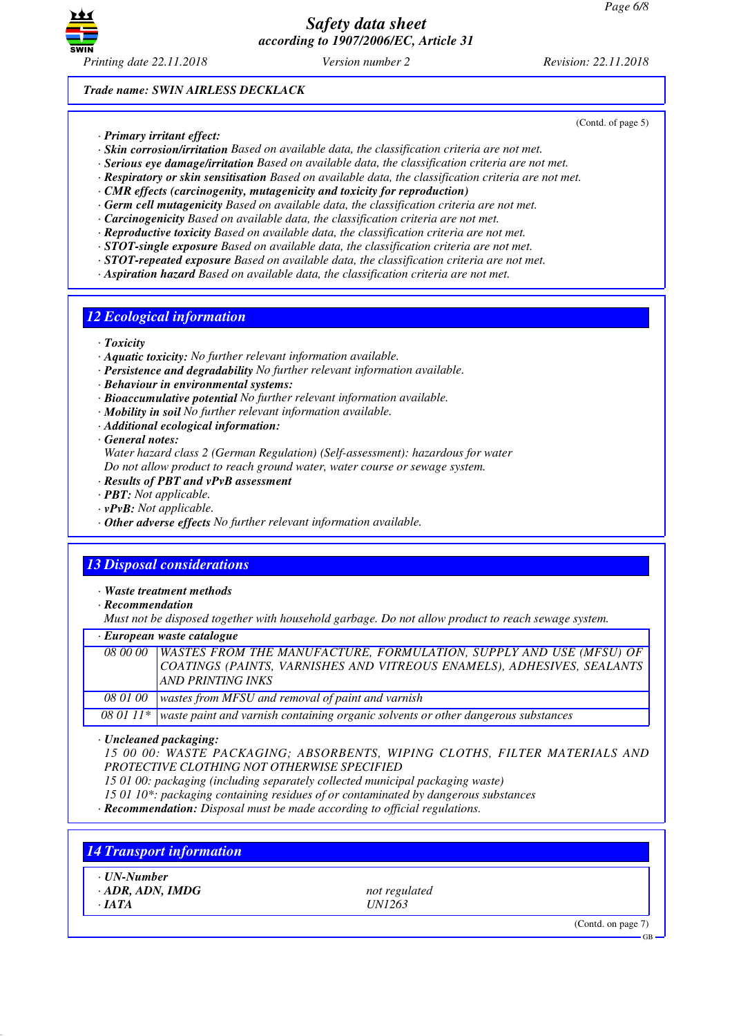*Trade name: SWIN AIRLESS DECKLACK*

(Contd. of page 5)

· ***Primary irritant effect:***
· ***Skin corrosion/irritation*** *Based on available data, the classification criteria are not met.*
· ***Serious eye damage/irritation*** *Based on available data, the classification criteria are not met.*
· ***Respiratory or skin sensitisation*** *Based on available data, the classification criteria are not met.*
· ***CMR effects (carcinogenity, mutagenicity and toxicity for reproduction)***
· ***Germ cell mutagenicity*** *Based on available data, the classification criteria are not met.*
· ***Carcinogenicity*** *Based on available data, the classification criteria are not met.*
· ***Reproductive toxicity*** *Based on available data, the classification criteria are not met.*
· ***STOT-single exposure*** *Based on available data, the classification criteria are not met.*
· ***STOT-repeated exposure*** *Based on available data, the classification criteria are not met.*
· ***Aspiration hazard*** *Based on available data, the classification criteria are not met.*

## 12 Ecological information

· ***Toxicity***
· ***Aquatic toxicity:*** *No further relevant information available.*
· ***Persistence and degradability*** *No further relevant information available.*
· ***Behaviour in environmental systems:***
· ***Bioaccumulative potential*** *No further relevant information available.*
· ***Mobility in soil*** *No further relevant information available.*
· ***Additional ecological information:***
· ***General notes:***
*Water hazard class 2 (German Regulation) (Self-assessment): hazardous for water*
*Do not allow product to reach ground water, water course or sewage system.*
· ***Results of PBT and vPvB assessment***
· ***PBT:*** *Not applicable.*
· ***vPvB:*** *Not applicable.*
· ***Other adverse effects*** *No further relevant information available.*

## 13 Disposal considerations

· ***Waste treatment methods***
· ***Recommendation***
*Must not be disposed together with household garbage. Do not allow product to reach sewage system.*

· ***European waste catalogue***

| | |
|---|---|
| 08 00 00 | WASTES FROM THE MANUFACTURE, FORMULATION, SUPPLY AND USE (MFSU) OF COATINGS (PAINTS, VARNISHES AND VITREOUS ENAMELS), ADHESIVES, SEALANTS AND PRINTING INKS |
| 08 01 00 | wastes from MFSU and removal of paint and varnish |
| 08 01 11* | waste paint and varnish containing organic solvents or other dangerous substances |

· ***Uncleaned packaging:***
*15 00 00: WASTE PACKAGING; ABSORBENTS, WIPING CLOTHS, FILTER MATERIALS AND PROTECTIVE CLOTHING NOT OTHERWISE SPECIFIED*
*15 01 00: packaging (including separately collected municipal packaging waste)*
*15 01 10*: packaging containing residues of or contaminated by dangerous substances*
· ***Recommendation:*** *Disposal must be made according to official regulations.*

## 14 Transport information

| | |
|---|---|
| · ***UN-Number*** | |
| · ***ADR, ADN, IMDG*** | *not regulated* |
| · ***IATA*** | *UN1263* |

(Contd. on page 7)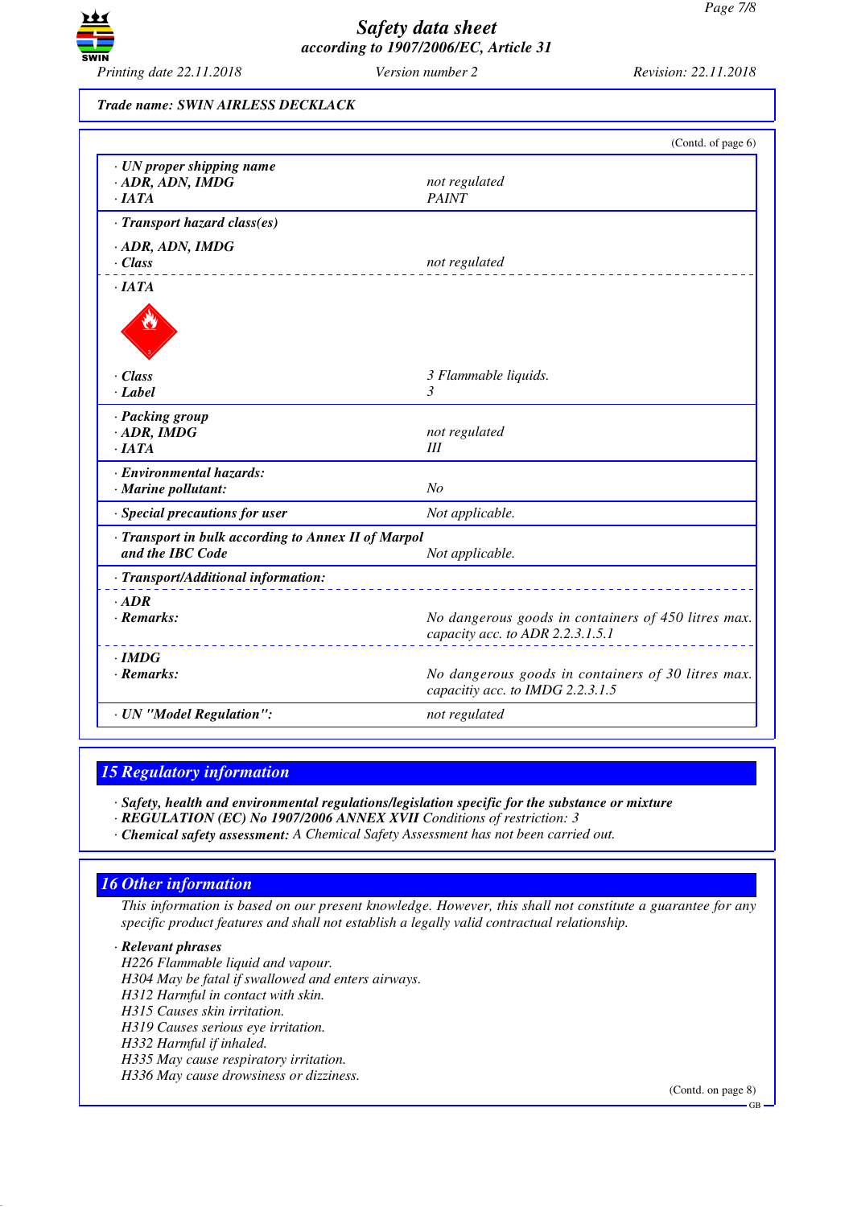**Trade name: SWIN AIRLESS DECKLACK**

(Contd. of page 6)

| | |
|---|---|
| · **UN proper shipping name** | |
| · **ADR, ADN, IMDG** | not regulated |
| · **IATA** | PAINT |
| · **Transport hazard class(es)** | |
| · **ADR, ADN, IMDG** | |
| · **Class** | not regulated |
| · **IATA** | |
| · **Class** | 3 Flammable liquids. |
| · **Label** | 3 |
| · **Packing group** | |
| · **ADR, IMDG** | not regulated |
| · **IATA** | III |
| · **Environmental hazards:** | |
| · **Marine pollutant:** | No |
| · **Special precautions for user** | Not applicable. |
| · **Transport in bulk according to Annex II of Marpol and the IBC Code** | Not applicable. |
| · **Transport/Additional information:** | |
| · **ADR** | |
| · **Remarks:** | No dangerous goods in containers of 450 litres max. capacity acc. to ADR 2.2.3.1.5.1 |
| · **IMDG** | |
| · **Remarks:** | No dangerous goods in containers of 30 litres max. capacitiy acc. to IMDG 2.2.3.1.5 |
| · **UN "Model Regulation":** | not regulated |

## 15 Regulatory information

· **Safety, health and environmental regulations/legislation specific for the substance or mixture**
· **REGULATION (EC) No 1907/2006 ANNEX XVII** Conditions of restriction: 3
· **Chemical safety assessment:** A Chemical Safety Assessment has not been carried out.

## 16 Other information

This information is based on our present knowledge. However, this shall not constitute a guarantee for any specific product features and shall not establish a legally valid contractual relationship.

· **Relevant phrases**
H226 Flammable liquid and vapour.
H304 May be fatal if swallowed and enters airways.
H312 Harmful in contact with skin.
H315 Causes skin irritation.
H319 Causes serious eye irritation.
H332 Harmful if inhaled.
H335 May cause respiratory irritation.
H336 May cause drowsiness or dizziness.

(Contd. on page 8)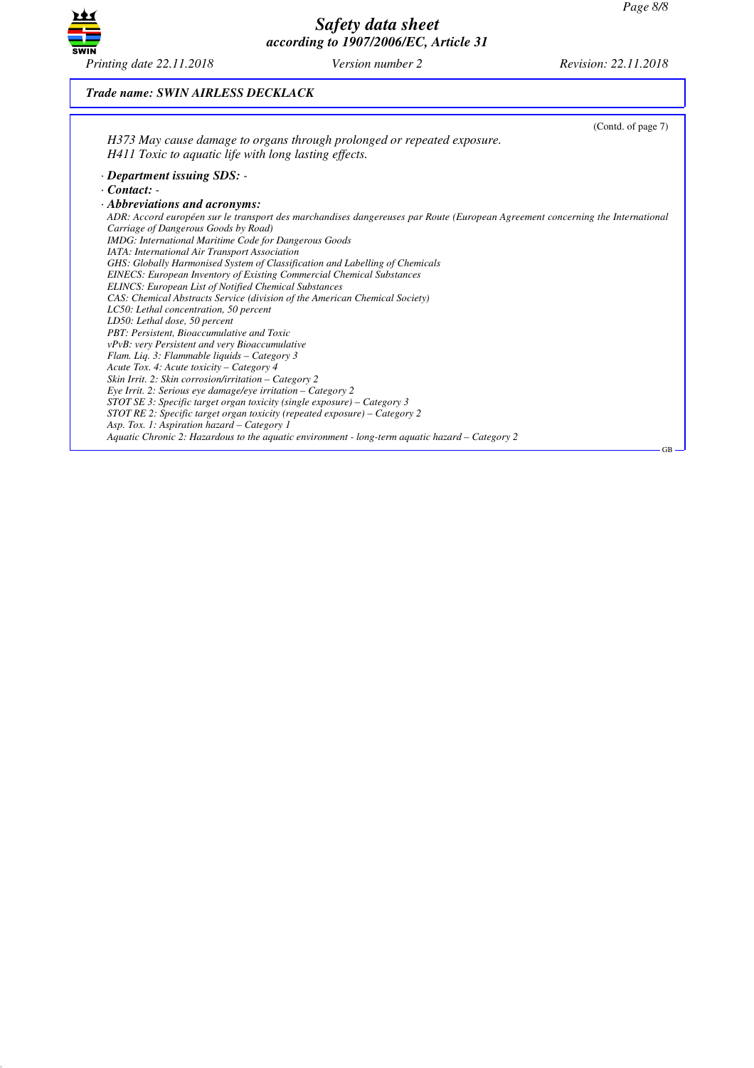*Trade name: SWIN AIRLESS DECKLACK*

(Contd. of page 7)

*H373 May cause damage to organs through prolonged or repeated exposure.*
*H411 Toxic to aquatic life with long lasting effects.*

· ***Department issuing SDS:*** -

· ***Contact:*** -

· ***Abbreviations and acronyms:***

*ADR: Accord européen sur le transport des marchandises dangereuses par Route (European Agreement concerning the International Carriage of Dangerous Goods by Road)*
*IMDG: International Maritime Code for Dangerous Goods*
*IATA: International Air Transport Association*
*GHS: Globally Harmonised System of Classification and Labelling of Chemicals*
*EINECS: European Inventory of Existing Commercial Chemical Substances*
*ELINCS: European List of Notified Chemical Substances*
*CAS: Chemical Abstracts Service (division of the American Chemical Society)*
*LC50: Lethal concentration, 50 percent*
*LD50: Lethal dose, 50 percent*
*PBT: Persistent, Bioaccumulative and Toxic*
*vPvB: very Persistent and very Bioaccumulative*
*Flam. Liq. 3: Flammable liquids – Category 3*
*Acute Tox. 4: Acute toxicity – Category 4*
*Skin Irrit. 2: Skin corrosion/irritation – Category 2*
*Eye Irrit. 2: Serious eye damage/eye irritation – Category 2*
*STOT SE 3: Specific target organ toxicity (single exposure) – Category 3*
*STOT RE 2: Specific target organ toxicity (repeated exposure) – Category 2*
*Asp. Tox. 1: Aspiration hazard – Category 1*
*Aquatic Chronic 2: Hazardous to the aquatic environment - long-term aquatic hazard – Category 2*